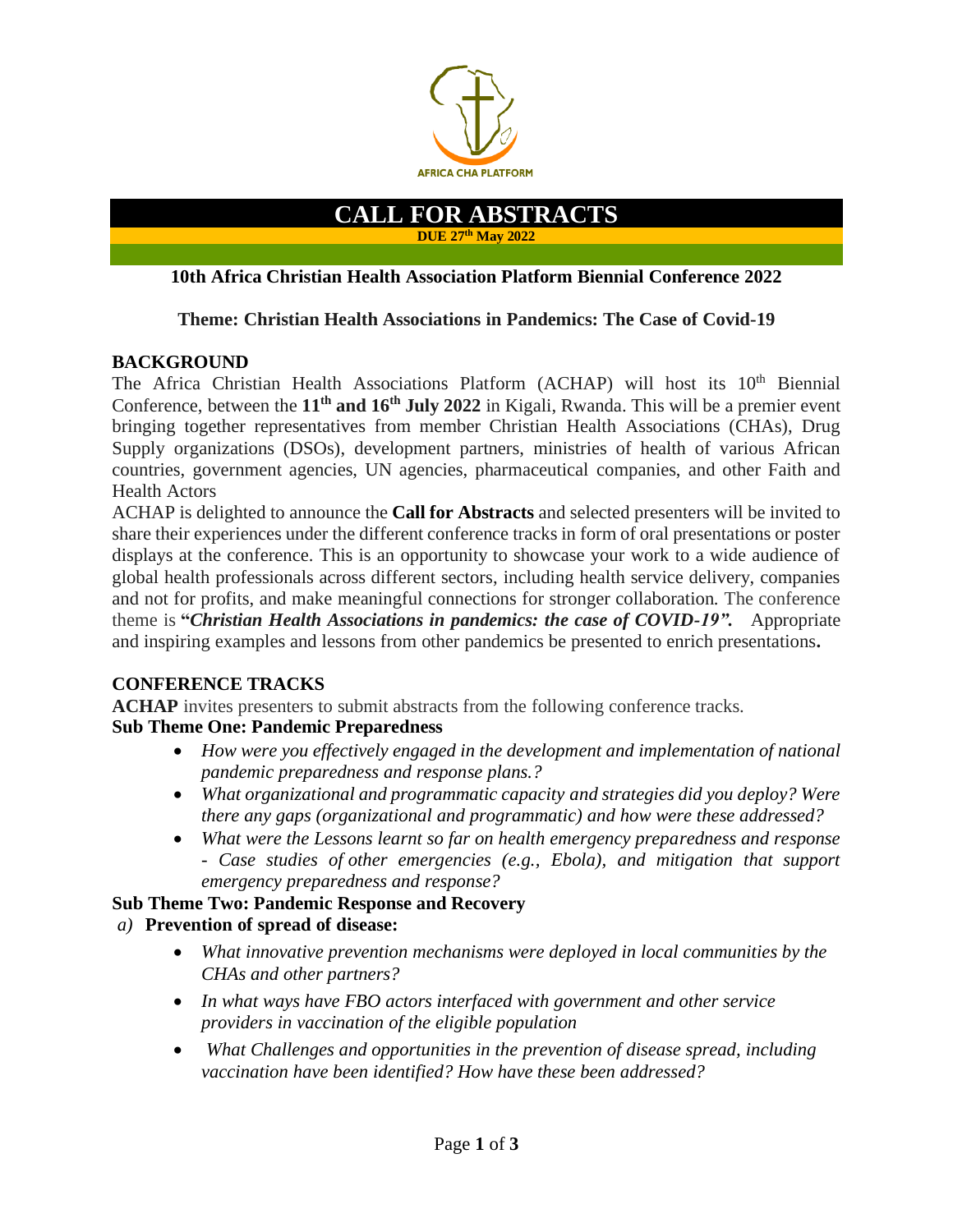AFRICA CHA PLATFORM

# CALL FOR ABSTRACTS

**DUE 27th May 2022**

**10th Africa Christian Health Association Platform Biennial Conference 2022**

**Theme: Christian Health Associations in Pandemics: The Case of Covid-19**

## BACKGROUND

The Africa Christian Health Associations Platform (ACHAP) will host its 10th Biennial Conference, between the **11th and 16th July 2022** in Kigali, Rwanda. This will be a premier event bringing together representatives from member Christian Health Associations (CHAs), Drug Supply organizations (DSOs), development partners, ministries of health of various African countries, government agencies, UN agencies, pharmaceutical companies, and other Faith and Health Actors

ACHAP is delighted to announce the **Call for Abstracts** and selected presenters will be invited to share their experiences under the different conference tracks in form of oral presentations or poster displays at the conference. This is an opportunity to showcase your work to a wide audience of global health professionals across different sectors, including health service delivery, companies and not for profits, and make meaningful connections for stronger collaboration. The conference theme is **"*Christian Health Associations in pandemics: the case of COVID-19".*** Appropriate and inspiring examples and lessons from other pandemics be presented to enrich presentations**.**

## CONFERENCE TRACKS

**ACHAP** invites presenters to submit abstracts from the following conference tracks.

### Sub Theme One: Pandemic Preparedness

- *How were you effectively engaged in the development and implementation of national pandemic preparedness and response plans.?*
- *What organizational and programmatic capacity and strategies did you deploy? Were there any gaps (organizational and programmatic) and how were these addressed?*
- *What were the Lessons learnt so far on health emergency preparedness and response - Case studies of other emergencies (e.g., Ebola), and mitigation that support emergency preparedness and response?*

### Sub Theme Two: Pandemic Response and Recovery

*a)* **Prevention of spread of disease:**

- *What innovative prevention mechanisms were deployed in local communities by the CHAs and other partners?*
- *In what ways have FBO actors interfaced with government and other service providers in vaccination of the eligible population*
- *What Challenges and opportunities in the prevention of disease spread, including vaccination have been identified? How have these been addressed?*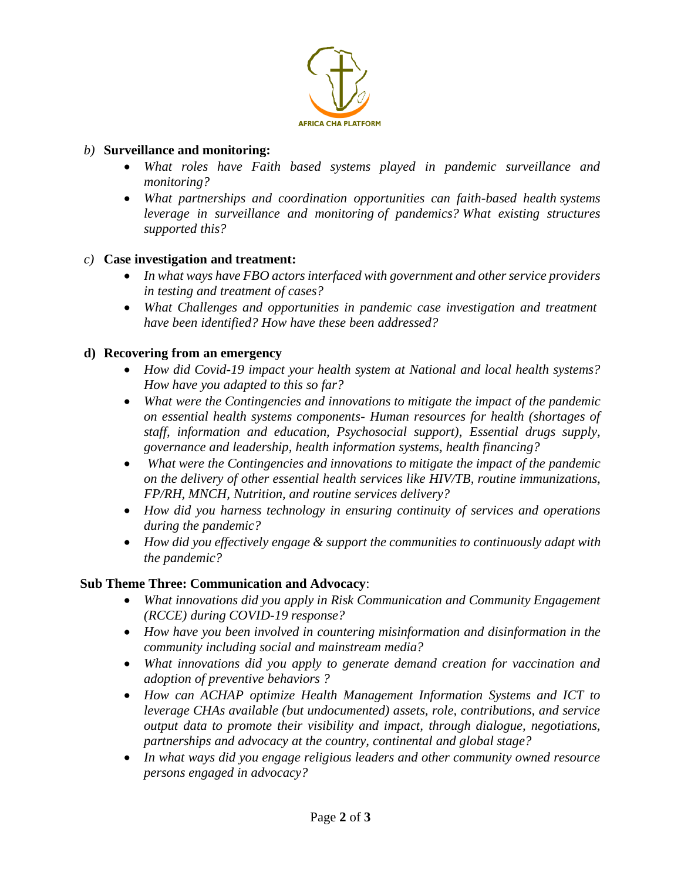*b)* **Surveillance and monitoring:**

- *What roles have Faith based systems played in pandemic surveillance and monitoring?*
- *What partnerships and coordination opportunities can faith-based health systems leverage in surveillance and monitoring of pandemics? What existing structures supported this?*

*c)* **Case investigation and treatment:**

- *In what ways have FBO actors interfaced with government and other service providers in testing and treatment of cases?*
- *What Challenges and opportunities in pandemic case investigation and treatment have been identified? How have these been addressed?*

**d) Recovering from an emergency**

- *How did Covid-19 impact your health system at National and local health systems? How have you adapted to this so far?*
- *What were the Contingencies and innovations to mitigate the impact of the pandemic on essential health systems components- Human resources for health (shortages of staff, information and education, Psychosocial support), Essential drugs supply, governance and leadership, health information systems, health financing?*
- *What were the Contingencies and innovations to mitigate the impact of the pandemic on the delivery of other essential health services like HIV/TB, routine immunizations, FP/RH, MNCH, Nutrition, and routine services delivery?*
- *How did you harness technology in ensuring continuity of services and operations during the pandemic?*
- *How did you effectively engage & support the communities to continuously adapt with the pandemic?*

**Sub Theme Three: Communication and Advocacy**:

- *What innovations did you apply in Risk Communication and Community Engagement (RCCE) during COVID-19 response?*
- *How have you been involved in countering misinformation and disinformation in the community including social and mainstream media?*
- *What innovations did you apply to generate demand creation for vaccination and adoption of preventive behaviors ?*
- *How can ACHAP optimize Health Management Information Systems and ICT to leverage CHAs available (but undocumented) assets, role, contributions, and service output data to promote their visibility and impact, through dialogue, negotiations, partnerships and advocacy at the country, continental and global stage?*
- *In what ways did you engage religious leaders and other community owned resource persons engaged in advocacy?*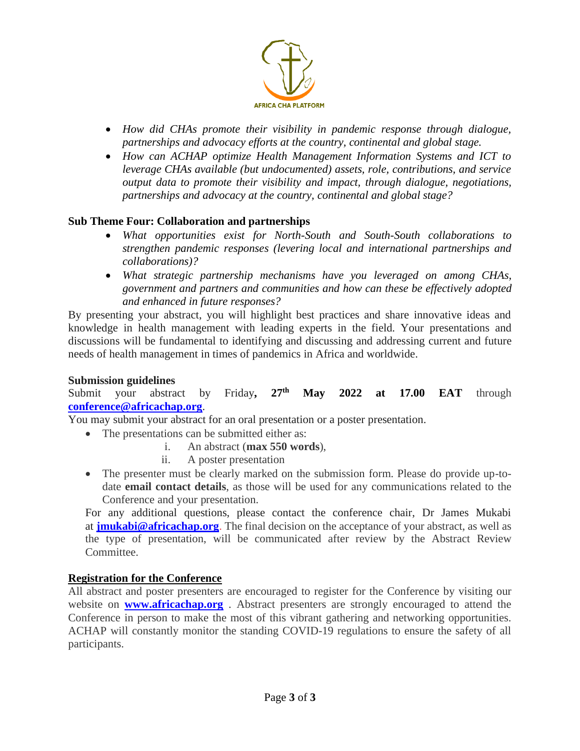- *How did CHAs promote their visibility in pandemic response through dialogue, partnerships and advocacy efforts at the country, continental and global stage.*
- *How can ACHAP optimize Health Management Information Systems and ICT to leverage CHAs available (but undocumented) assets, role, contributions, and service output data to promote their visibility and impact, through dialogue, negotiations, partnerships and advocacy at the country, continental and global stage?*

**Sub Theme Four: Collaboration and partnerships**

- *What opportunities exist for North-South and South-South collaborations to strengthen pandemic responses (levering local and international partnerships and collaborations)?*
- *What strategic partnership mechanisms have you leveraged on among CHAs, government and partners and communities and how can these be effectively adopted and enhanced in future responses?*

By presenting your abstract, you will highlight best practices and share innovative ideas and knowledge in health management with leading experts in the field. Your presentations and discussions will be fundamental to identifying and discussing and addressing current and future needs of health management in times of pandemics in Africa and worldwide.

**Submission guidelines**

Submit your abstract by Friday**, 27th May 2022 at 17.00 EAT** through **conference@africachap.org**.

You may submit your abstract for an oral presentation or a poster presentation.

- The presentations can be submitted either as:
  1. An abstract (**max 550 words**),
  2. A poster presentation
- The presenter must be clearly marked on the submission form. Please do provide up-to-date **email contact details**, as those will be used for any communications related to the Conference and your presentation.

For any additional questions, please contact the conference chair, Dr James Mukabi at **jmukabi@africachap.org**. The final decision on the acceptance of your abstract, as well as the type of presentation, will be communicated after review by the Abstract Review Committee.

**Registration for the Conference**

All abstract and poster presenters are encouraged to register for the Conference by visiting our website on **www.africachap.org** . Abstract presenters are strongly encouraged to attend the Conference in person to make the most of this vibrant gathering and networking opportunities. ACHAP will constantly monitor the standing COVID-19 regulations to ensure the safety of all participants.